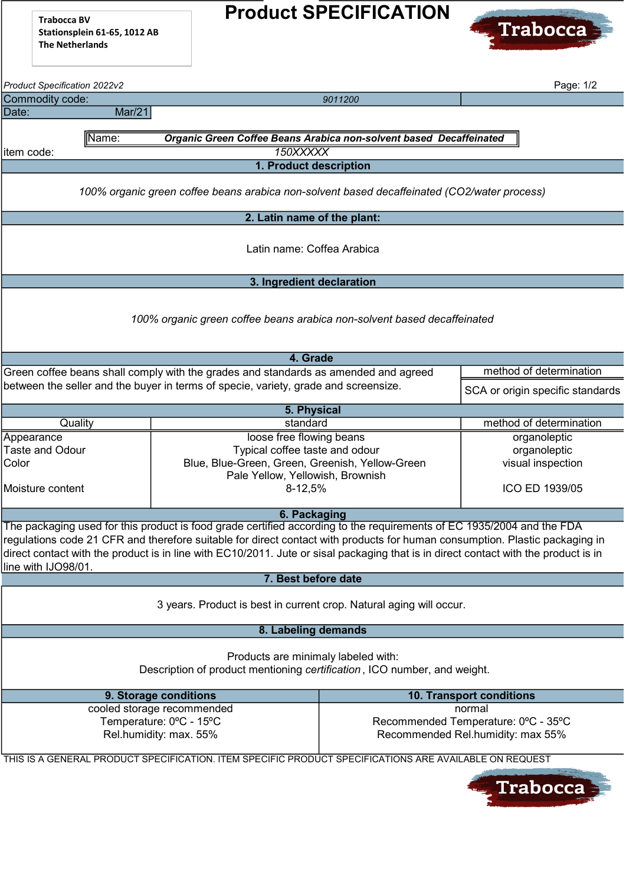Trabocca BV
Stationsplein 61-65, 1012 AB
The Netherlands

# Product SPECIFICATION

Trabocca

*Product Specification 2022v2*

| Commodity code: | *9011200* |
|---|---|
| Date: | Mar/21 |

| Name: | ***Organic Green Coffee Beans Arabica non-solvent based Decaffeinated*** |
|---|---|
| item code: | *150XXXXX* |

## 1. Product description

*100% organic green coffee beans arabica non-solvent based decaffeinated (CO2/water process)*

## 2. Latin name of the plant:

Latin name: Coffea Arabica

## 3. Ingredient declaration

*100% organic green coffee beans arabica non-solvent based decaffeinated*

## 4. Grade

| | method of determination |
|---|---|
| Green coffee beans shall comply with the grades and standards as amended and agreed between the seller and the buyer in terms of specie, variety, grade and screensize. | SCA or origin specific standards |

## 5. Physical

| Quality | standard | method of determination |
|---|---|---|
| Appearance | loose free flowing beans | organoleptic |
| Taste and Odour | Typical coffee taste and odour | organoleptic |
| Color | Blue, Blue-Green, Green, Greenish, Yellow-Green Pale Yellow, Yellowish, Brownish | visual inspection |
| Moisture content | 8-12,5% | ICO ED 1939/05 |

## 6. Packaging

The packaging used for this product is food grade certified according to the requirements of EC 1935/2004 and the FDA regulations code 21 CFR and therefore suitable for direct contact with products for human consumption. Plastic packaging in direct contact with the product is in line with EC10/2011. Jute or sisal packaging that is in direct contact with the product is in line with IJO98/01.

## 7. Best before date

3 years. Product is best in current crop. Natural aging will occur.

## 8. Labeling demands

Products are minimaly labeled with:
Description of product mentioning *certification* , ICO number, and weight.

| 9. Storage conditions | 10. Transport conditions |
|---|---|
| cooled storage recommended | normal |
| Temperature: 0ºC - 15ºC | Recommended Temperature: 0ºC - 35ºC |
| Rel.humidity: max. 55% | Recommended Rel.humidity: max 55% |

THIS IS A GENERAL PRODUCT SPECIFICATION. ITEM SPECIFIC PRODUCT SPECIFICATIONS ARE AVAILABLE ON REQUEST

Trabocca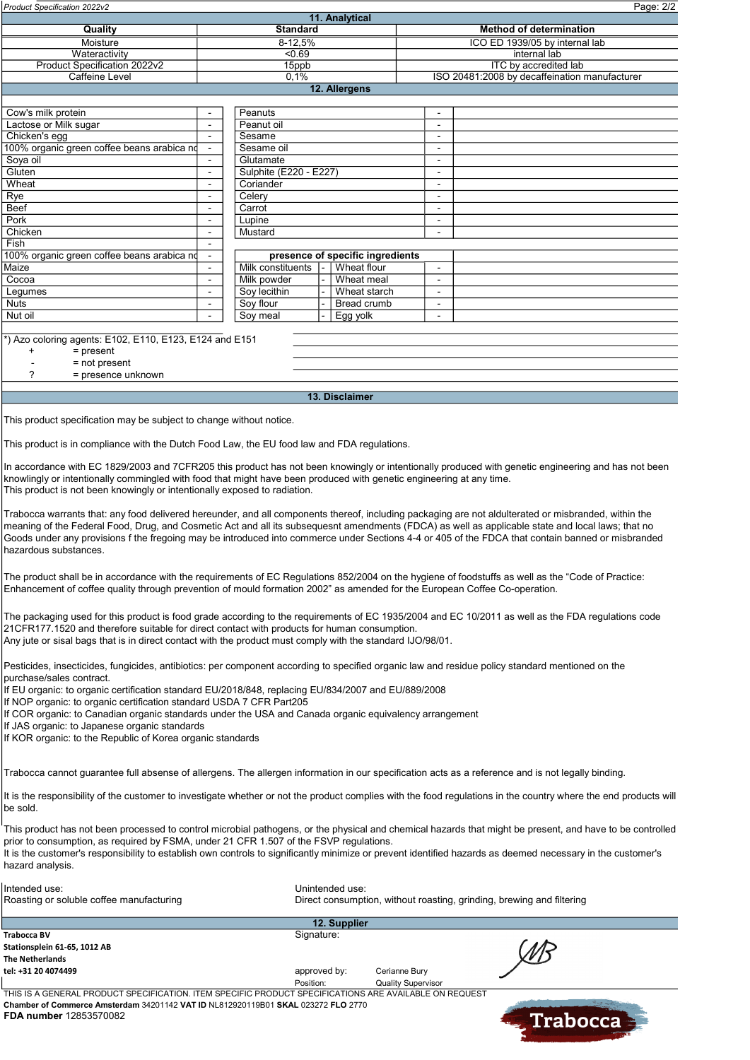## 11. Analytical

| Quality | Standard | Method of determination |
|---|---|---|
| Moisture | 8-12,5% | ICO ED 1939/05 by internal lab |
| Wateractivity | <0.69 | internal lab |
| Product Specification 2022v2 | 15ppb | ITC by accredited lab |
| Caffeine Level | 0,1% | ISO 20481:2008 by decaffeination manufacturer |

## 12. Allergens

| | | | |
|---|---|---|---|
| Cow's milk protein | - | Peanuts | - |
| Lactose or Milk sugar | - | Peanut oil | - |
| Chicken's egg | - | Sesame | - |
| 100% organic green coffee beans arabica nc | - | Sesame oil | - |
| Soya oil | - | Glutamate | - |
| Gluten | - | Sulphite (E220 - E227) | - |
| Wheat | - | Coriander | - |
| Rye | - | Celery | - |
| Beef | - | Carrot | - |
| Pork | - | Lupine | - |
| Chicken | - | Mustard | - |
| Fish | - | | |
| 100% organic green coffee beans arabica nc | - | | |
| Maize | - | | |
| Cocoa | - | | |
| Legumes | - | | |
| Nuts | - | | |
| Nut oil | - | | |

**presence of specific ingredients**

| | | | |
|---|---|---|---|
| Milk constituents | - | Wheat flour | - |
| Milk powder | - | Wheat meal | - |
| Soy lecithin | - | Wheat starch | - |
| Soy flour | - | Bread crumb | - |
| Soy meal | - | Egg yolk | - |

*) Azo coloring agents: E102, E110, E123, E124 and E151

+ = present
- = not present
? = presence unknown

## 13. Disclaimer

This product specification may be subject to change without notice.

This product is in compliance with the Dutch Food Law, the EU food law and FDA regulations.

In accordance with EC 1829/2003 and 7CFR205 this product has not been knowingly or intentionally produced with genetic engineering and has not been knowlingly or intentionally commingled with food that might have been produced with genetic engineering at any time.
This product is not been knowingly or intentionally exposed to radiation.

Trabocca warrants that: any food delivered hereunder, and all components thereof, including packaging are not aldulterated or misbranded, within the meaning of the Federal Food, Drug, and Cosmetic Act and all its subsequesnt amendments (FDCA) as well as applicable state and local laws; that no Goods under any provisions f the fregoing may be introduced into commerce under Sections 4-4 or 405 of the FDCA that contain banned or misbranded hazardous substances.

The product shall be in accordance with the requirements of EC Regulations 852/2004 on the hygiene of foodstuffs as well as the "Code of Practice: Enhancement of coffee quality through prevention of mould formation 2002" as amended for the European Coffee Co-operation.

The packaging used for this product is food grade according to the requirements of EC 1935/2004 and EC 10/2011 as well as the FDA regulations code 21CFR177.1520 and therefore suitable for direct contact with products for human consumption.
Any jute or sisal bags that is in direct contact with the product must comply with the standard IJO/98/01.

Pesticides, insecticides, fungicides, antibiotics: per component according to specified organic law and residue policy standard mentioned on the purchase/sales contract.
If EU organic: to organic certification standard EU/2018/848, replacing EU/834/2007 and EU/889/2008
If NOP organic: to organic certification standard USDA 7 CFR Part205
If COR organic: to Canadian organic standards under the USA and Canada organic equivalency arrangement
If JAS organic: to Japanese organic standards
If KOR organic: to the Republic of Korea organic standards

Trabocca cannot guarantee full absense of allergens. The allergen information in our specification acts as a reference and is not legally binding.

It is the responsibility of the customer to investigate whether or not the product complies with the food regulations in the country where the end products will be sold.

This product has not been processed to control microbial pathogens, or the physical and chemical hazards that might be present, and have to be controlled prior to consumption, as required by FSMA, under 21 CFR 1.507 of the FSVP regulations.
It is the customer's responsibility to establish own controls to significantly minimize or prevent identified hazards as deemed necessary in the customer's hazard analysis.

Intended use:
Roasting or soluble coffee manufacturing

Unintended use:
Direct consumption, without roasting, grinding, brewing and filtering

## 12. Supplier

**Trabocca BV**
**Stationsplein 61-65, 1012 AB**
**The Netherlands**
**tel: +31 20 4074499**

Signature:

approved by: Cerianne Bury
Position: Quality Supervisor

THIS IS A GENERAL PRODUCT SPECIFICATION. ITEM SPECIFIC PRODUCT SPECIFICATIONS ARE AVAILABLE ON REQUEST

**Chamber of Commerce Amsterdam** 34201142 **VAT ID** NL812920119B01 **SKAL** 023272 **FLO** 2770
**FDA number** 12853570082

Trabocca